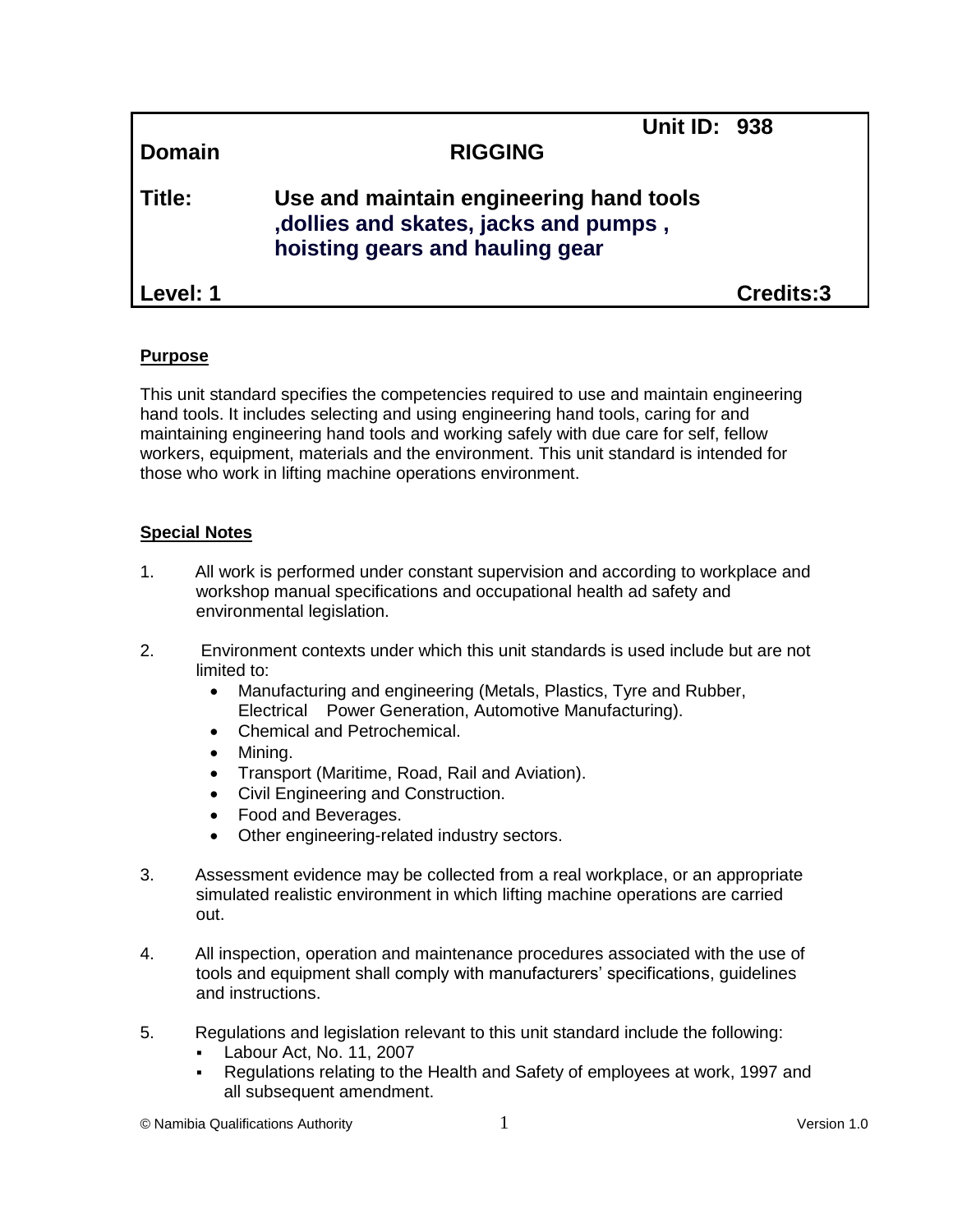| | | |
|---|---|---|
| | | **Unit ID: 938** |
| **Domain** | **RIGGING** | |
| **Title:** | **Use and maintain engineering hand tools ,dollies and skates, jacks and pumps , hoisting gears and hauling gear** | |
| **Level: 1** | | **Credits:3** |

**Purpose**

This unit standard specifies the competencies required to use and maintain engineering hand tools. It includes selecting and using engineering hand tools, caring for and maintaining engineering hand tools and working safely with due care for self, fellow workers, equipment, materials and the environment. This unit standard is intended for those who work in lifting machine operations environment.

**Special Notes**

1. All work is performed under constant supervision and according to workplace and workshop manual specifications and occupational health ad safety and environmental legislation.

2. Environment contexts under which this unit standards is used include but are not limited to:
   - Manufacturing and engineering (Metals, Plastics, Tyre and Rubber, Electrical Power Generation, Automotive Manufacturing).
   - Chemical and Petrochemical.
   - Mining.
   - Transport (Maritime, Road, Rail and Aviation).
   - Civil Engineering and Construction.
   - Food and Beverages.
   - Other engineering-related industry sectors.

3. Assessment evidence may be collected from a real workplace, or an appropriate simulated realistic environment in which lifting machine operations are carried out.

4. All inspection, operation and maintenance procedures associated with the use of tools and equipment shall comply with manufacturers' specifications, guidelines and instructions.

5. Regulations and legislation relevant to this unit standard include the following:
   - Labour Act, No. 11, 2007
   - Regulations relating to the Health and Safety of employees at work, 1997 and all subsequent amendment.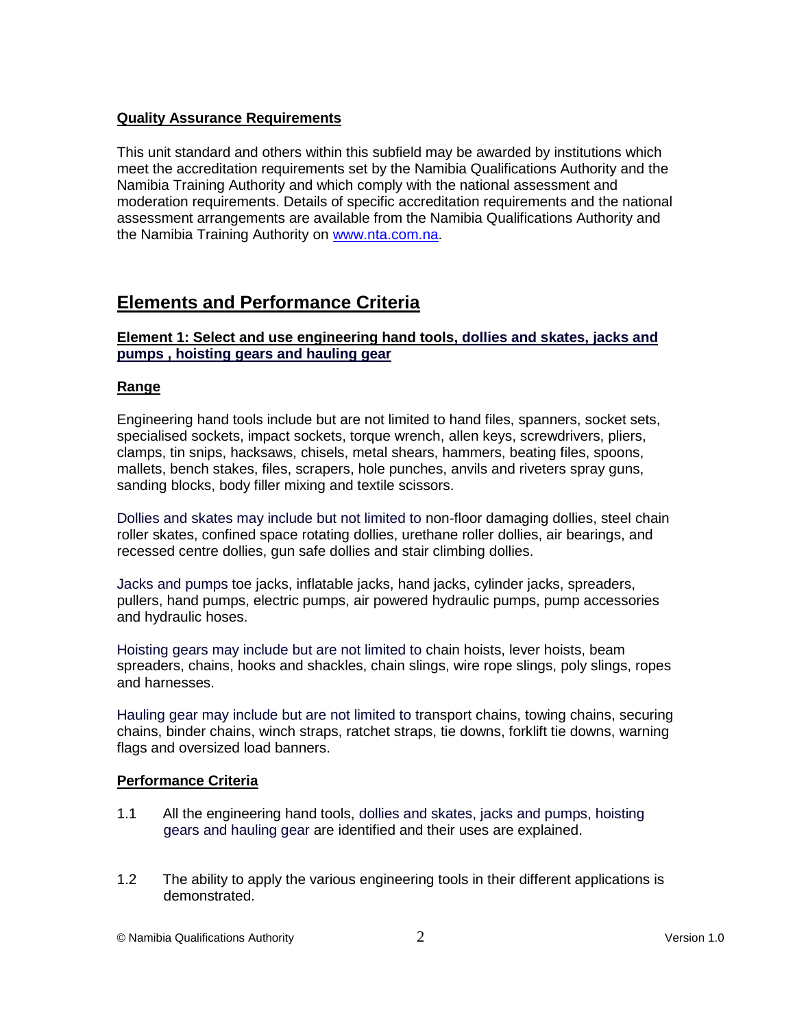**Quality Assurance Requirements**

This unit standard and others within this subfield may be awarded by institutions which meet the accreditation requirements set by the Namibia Qualifications Authority and the Namibia Training Authority and which comply with the national assessment and moderation requirements. Details of specific accreditation requirements and the national assessment arrangements are available from the Namibia Qualifications Authority and the Namibia Training Authority on www.nta.com.na.

## Elements and Performance Criteria

**Element 1: Select and use engineering hand tools, dollies and skates, jacks and pumps , hoisting gears and hauling gear**

**Range**

Engineering hand tools include but are not limited to hand files, spanners, socket sets, specialised sockets, impact sockets, torque wrench, allen keys, screwdrivers, pliers, clamps, tin snips, hacksaws, chisels, metal shears, hammers, beating files, spoons, mallets, bench stakes, files, scrapers, hole punches, anvils and riveters spray guns, sanding blocks, body filler mixing and textile scissors.

Dollies and skates may include but not limited to non-floor damaging dollies, steel chain roller skates, confined space rotating dollies, urethane roller dollies, air bearings, and recessed centre dollies, gun safe dollies and stair climbing dollies.

Jacks and pumps toe jacks, inflatable jacks, hand jacks, cylinder jacks, spreaders, pullers, hand pumps, electric pumps, air powered hydraulic pumps, pump accessories and hydraulic hoses.

Hoisting gears may include but are not limited to chain hoists, lever hoists, beam spreaders, chains, hooks and shackles, chain slings, wire rope slings, poly slings, ropes and harnesses.

Hauling gear may include but are not limited to transport chains, towing chains, securing chains, binder chains, winch straps, ratchet straps, tie downs, forklift tie downs, warning flags and oversized load banners.

**Performance Criteria**

1.1 All the engineering hand tools, dollies and skates, jacks and pumps, hoisting gears and hauling gear are identified and their uses are explained.

1.2 The ability to apply the various engineering tools in their different applications is demonstrated.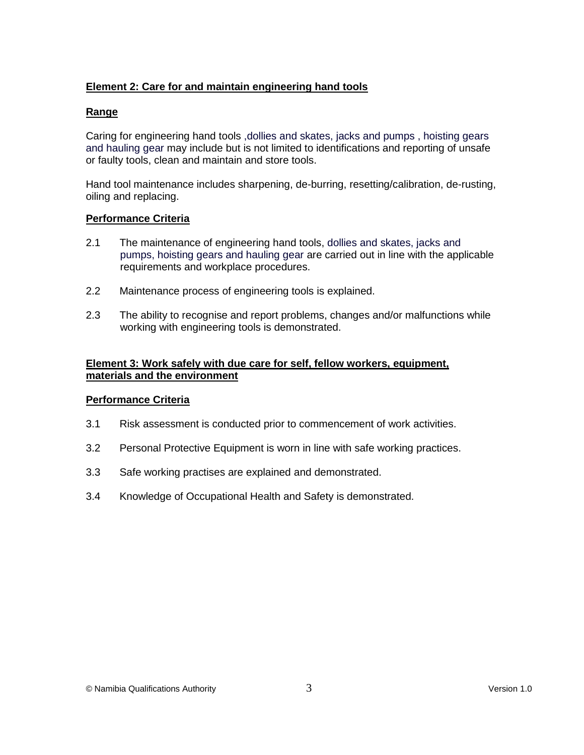**Element 2: Care for and maintain engineering hand tools**

**Range**

Caring for engineering hand tools ,dollies and skates, jacks and pumps , hoisting gears and hauling gear may include but is not limited to identifications and reporting of unsafe or faulty tools, clean and maintain and store tools.

Hand tool maintenance includes sharpening, de-burring, resetting/calibration, de-rusting, oiling and replacing.

**Performance Criteria**

2.1 The maintenance of engineering hand tools, dollies and skates, jacks and pumps, hoisting gears and hauling gear are carried out in line with the applicable requirements and workplace procedures.

2.2 Maintenance process of engineering tools is explained.

2.3 The ability to recognise and report problems, changes and/or malfunctions while working with engineering tools is demonstrated.

**Element 3: Work safely with due care for self, fellow workers, equipment, materials and the environment**

**Performance Criteria**

3.1 Risk assessment is conducted prior to commencement of work activities.

3.2 Personal Protective Equipment is worn in line with safe working practices.

3.3 Safe working practises are explained and demonstrated.

3.4 Knowledge of Occupational Health and Safety is demonstrated.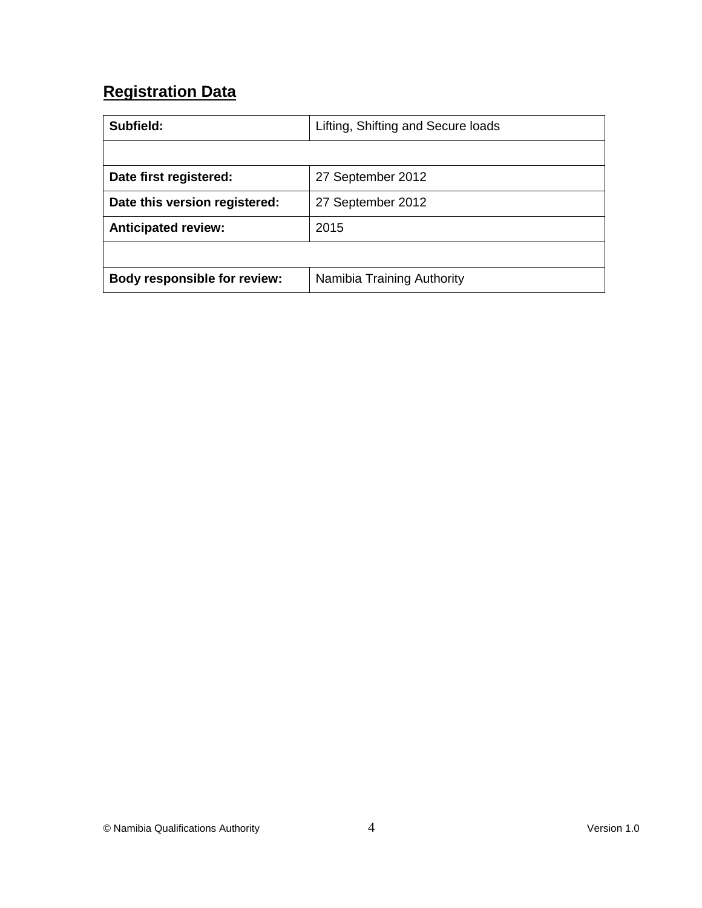## Registration Data

| | |
|---|---|
| **Subfield:** | Lifting, Shifting and Secure loads |
| | |
| **Date first registered:** | 27 September 2012 |
| **Date this version registered:** | 27 September 2012 |
| **Anticipated review:** | 2015 |
| | |
| **Body responsible for review:** | Namibia Training Authority |